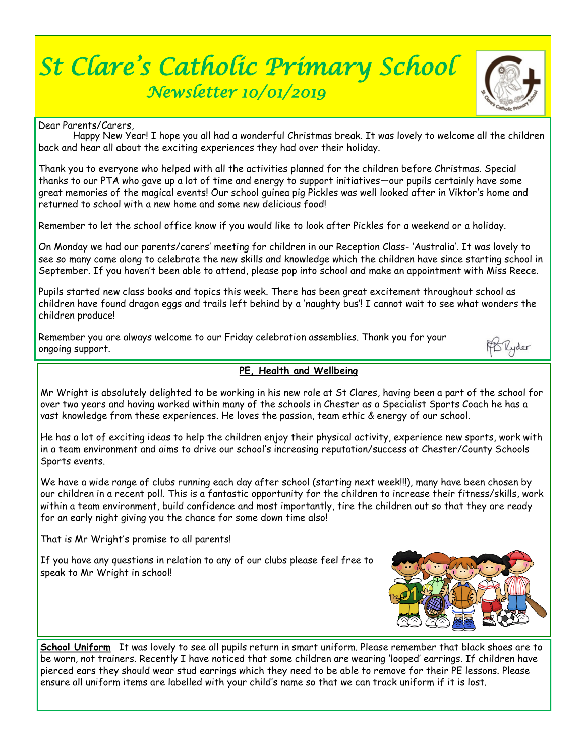# St Clare's Catholic Primary School

## Newsletter 10/01/2019

Dear Parents/Carers,

Happy New Year! I hope you all had a wonderful Christmas break. It was lovely to welcome all the children back and hear all about the exciting experiences they had over their holiday.

Thank you to everyone who helped with all the activities planned for the children before Christmas. Special thanks to our PTA who gave up a lot of time and energy to support initiatives—our pupils certainly have some great memories of the magical events! Our school guinea pig Pickles was well looked after in Viktor's home and returned to school with a new home and some new delicious food!

Remember to let the school office know if you would like to look after Pickles for a weekend or a holiday.

On Monday we had our parents/carers' meeting for children in our Reception Class- 'Australia'. It was lovely to see so many come along to celebrate the new skills and knowledge which the children have since starting school in September. If you haven't been able to attend, please pop into school and make an appointment with Miss Reece.

Pupils started new class books and topics this week. There has been great excitement throughout school as children have found dragon eggs and trails left behind by a 'naughty bus'! I cannot wait to see what wonders the children produce!

Remember you are always welcome to our Friday celebration assemblies. Thank you for your ongoing support.

MB Ryder

### PE, Health and Wellbeing

Mr Wright is absolutely delighted to be working in his new role at St Clares, having been a part of the school for over two years and having worked within many of the schools in Chester as a Specialist Sports Coach he has a vast knowledge from these experiences. He loves the passion, team ethic & energy of our school.

He has a lot of exciting ideas to help the children enjoy their physical activity, experience new sports, work with in a team environment and aims to drive our school's increasing reputation/success at Chester/County Schools Sports events.

We have a wide range of clubs running each day after school (starting next week!!!), many have been chosen by our children in a recent poll. This is a fantastic opportunity for the children to increase their fitness/skills, work within a team environment, build confidence and most importantly, tire the children out so that they are ready for an early night giving you the chance for some down time also!

That is Mr Wright's promise to all parents!

If you have any questions in relation to any of our clubs please feel free to speak to Mr Wright in school!

**School Uniform** It was lovely to see all pupils return in smart uniform. Please remember that black shoes are to be worn, not trainers. Recently I have noticed that some children are wearing 'looped' earrings. If children have pierced ears they should wear stud earrings which they need to be able to remove for their PE lessons. Please ensure all uniform items are labelled with your child's name so that we can track uniform if it is lost.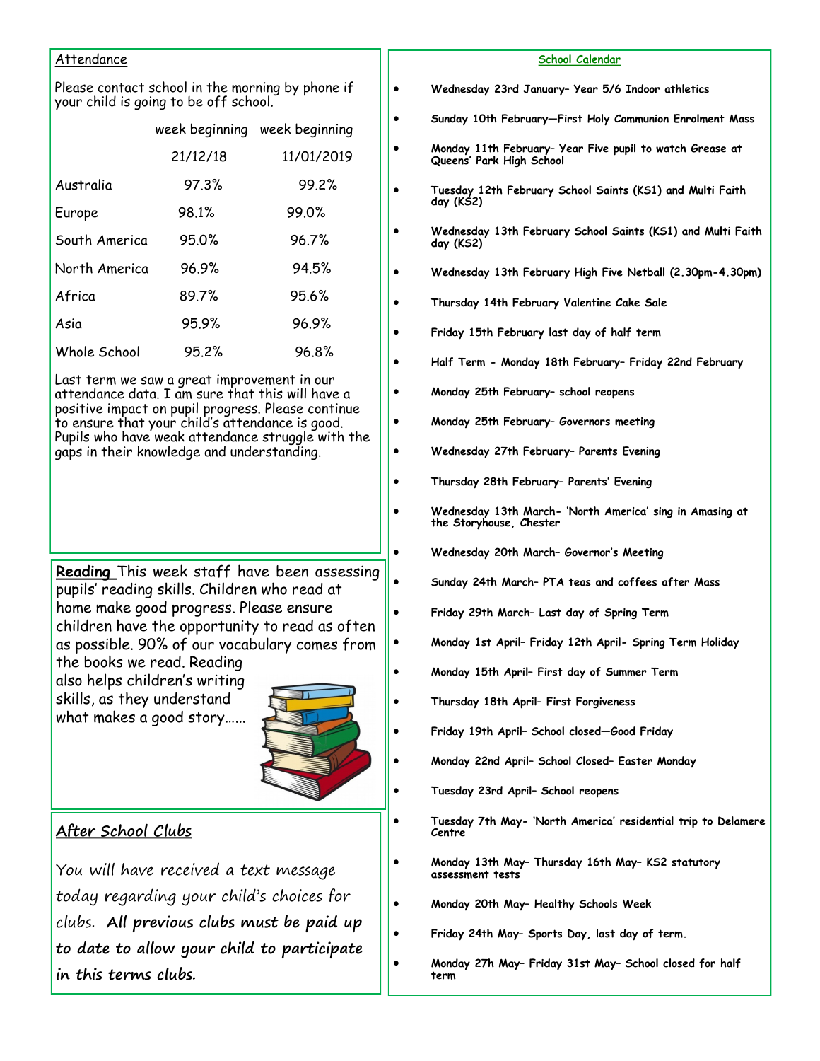## Attendance

Please contact school in the morning by phone if your child is going to be off school.

| | week beginning 21/12/18 | week beginning 11/01/2019 |
|---|---|---|
| Australia | 97.3% | 99.2% |
| Europe | 98.1% | 99.0% |
| South America | 95.0% | 96.7% |
| North America | 96.9% | 94.5% |
| Africa | 89.7% | 95.6% |
| Asia | 95.9% | 96.9% |
| Whole School | 95.2% | 96.8% |

Last term we saw a great improvement in our attendance data. I am sure that this will have a positive impact on pupil progress. Please continue to ensure that your child's attendance is good. Pupils who have weak attendance struggle with the gaps in their knowledge and understanding.

**Reading** This week staff have been assessing pupils' reading skills. Children who read at home make good progress. Please ensure children have the opportunity to read as often as possible. 90% of our vocabulary comes from the books we read. Reading also helps children's writing skills, as they understand what makes a good story……

## *After School Clubs*

*You will have received a text message today regarding your child's choices for clubs.* ***All previous clubs must be paid up to date to allow your child to participate in this terms clubs.***

## School Calendar

- **Wednesday 23rd January– Year 5/6 Indoor athletics**
- **Sunday 10th February—First Holy Communion Enrolment Mass**
- **Monday 11th February– Year Five pupil to watch Grease at Queens' Park High School**
- **Tuesday 12th February School Saints (KS1) and Multi Faith day (KS2)**
- **Wednesday 13th February School Saints (KS1) and Multi Faith day (KS2)**
- **Wednesday 13th February High Five Netball (2.30pm-4.30pm)**
- **Thursday 14th February Valentine Cake Sale**
- **Friday 15th February last day of half term**
- **Half Term - Monday 18th February– Friday 22nd February**
- **Monday 25th February– school reopens**
- **Monday 25th February– Governors meeting**
- **Wednesday 27th February– Parents Evening**
- **Thursday 28th February– Parents' Evening**
- **Wednesday 13th March- 'North America' sing in Amasing at the Storyhouse, Chester**
- **Wednesday 20th March– Governor's Meeting**
- **Sunday 24th March– PTA teas and coffees after Mass**
- **Friday 29th March– Last day of Spring Term**
- **Monday 1st April– Friday 12th April- Spring Term Holiday**
- **Monday 15th April– First day of Summer Term**
- **Thursday 18th April– First Forgiveness**
- **Friday 19th April– School closed—Good Friday**
- **Monday 22nd April– School Closed– Easter Monday**
- **Tuesday 23rd April– School reopens**
- **Tuesday 7th May- 'North America' residential trip to Delamere Centre**
- **Monday 13th May– Thursday 16th May– KS2 statutory assessment tests**
- **Monday 20th May– Healthy Schools Week**
- **Friday 24th May– Sports Day, last day of term.**
- **Monday 27th May– Friday 31st May– School closed for half term**